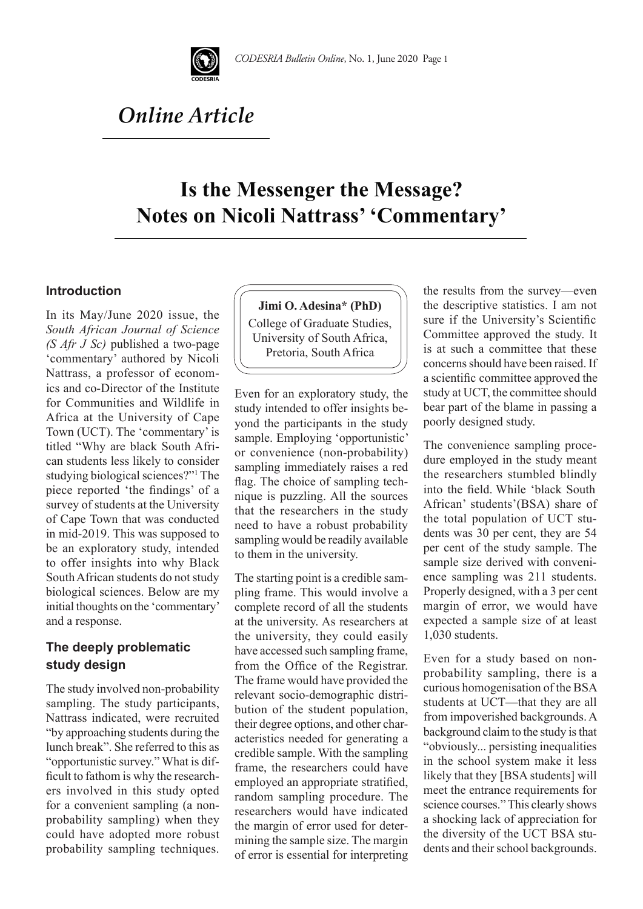*Online Article*

# Is the Messenger the Message? Notes on Nicoli Nattrass' 'Commentary'

**Jimi O. Adesina\* (PhD)**
College of Graduate Studies, University of South Africa, Pretoria, South Africa

## Introduction

In its May/June 2020 issue, the *South African Journal of Science (S Afr J Sc)* published a two-page 'commentary' authored by Nicoli Nattrass, a professor of economics and co-Director of the Institute for Communities and Wildlife in Africa at the University of Cape Town (UCT). The 'commentary' is titled "Why are black South African students less likely to consider studying biological sciences?"[1] The piece reported 'the findings' of a survey of students at the University of Cape Town that was conducted in mid-2019. This was supposed to be an exploratory study, intended to offer insights into why Black South African students do not study biological sciences. Below are my initial thoughts on the 'commentary' and a response.

## The deeply problematic study design

The study involved non-probability sampling. The study participants, Nattrass indicated, were recruited "by approaching students during the lunch break". She referred to this as "opportunistic survey." What is difficult to fathom is why the researchers involved in this study opted for a convenient sampling (a non-probability sampling) when they could have adopted more robust probability sampling techniques. Even for an exploratory study, the study intended to offer insights beyond the participants in the study sample. Employing 'opportunistic' or convenience (non-probability) sampling immediately raises a red flag. The choice of sampling technique is puzzling. All the sources that the researchers in the study need to have a robust probability sampling would be readily available to them in the university.

The starting point is a credible sampling frame. This would involve a complete record of all the students at the university. As researchers at the university, they could easily have accessed such sampling frame, from the Office of the Registrar. The frame would have provided the relevant socio-demographic distribution of the student population, their degree options, and other characteristics needed for generating a credible sample. With the sampling frame, the researchers could have employed an appropriate stratified, random sampling procedure. The researchers would have indicated the margin of error used for determining the sample size. The margin of error is essential for interpreting the results from the survey—even the descriptive statistics. I am not sure if the University's Scientific Committee approved the study. It is at such a committee that these concerns should have been raised. If a scientific committee approved the study at UCT, the committee should bear part of the blame in passing a poorly designed study.

The convenience sampling procedure employed in the study meant the researchers stumbled blindly into the field. While 'black South African' students'(BSA) share of the total population of UCT students was 30 per cent, they are 54 per cent of the study sample. The sample size derived with convenience sampling was 211 students. Properly designed, with a 3 per cent margin of error, we would have expected a sample size of at least 1,030 students.

Even for a study based on non-probability sampling, there is a curious homogenisation of the BSA students at UCT—that they are all from impoverished backgrounds. A background claim to the study is that "obviously... persisting inequalities in the school system make it less likely that they [BSA students] will meet the entrance requirements for science courses." This clearly shows a shocking lack of appreciation for the diversity of the UCT BSA students and their school backgrounds.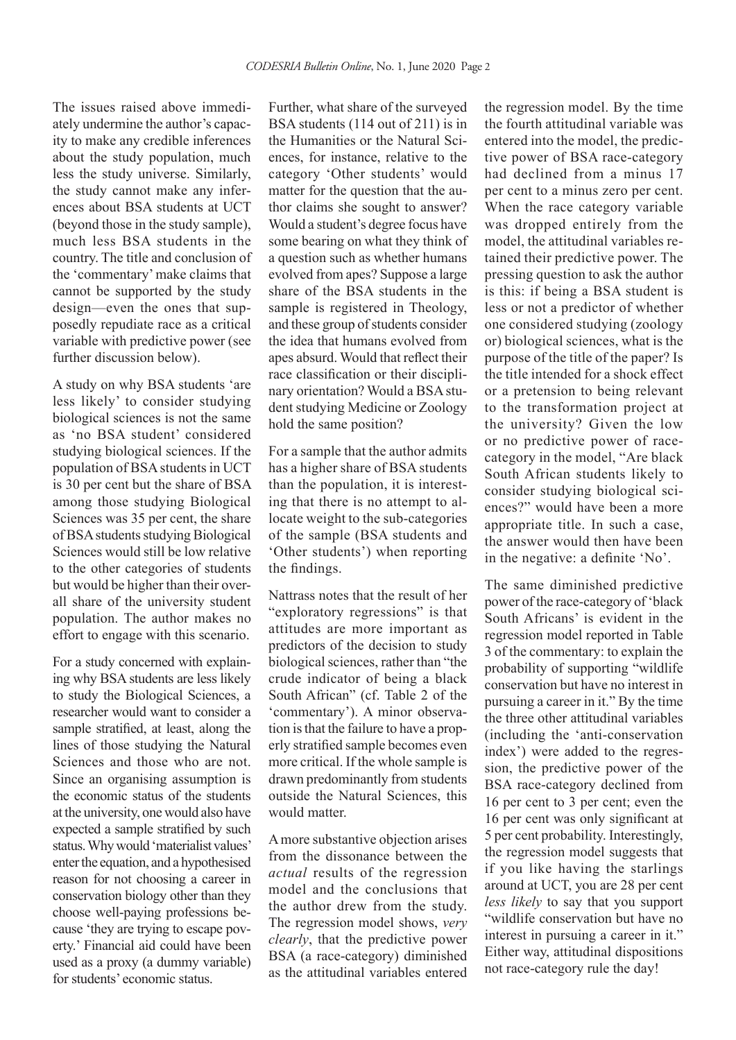The issues raised above immediately undermine the author's capacity to make any credible inferences about the study population, much less the study universe. Similarly, the study cannot make any inferences about BSA students at UCT (beyond those in the study sample), much less BSA students in the country. The title and conclusion of the 'commentary' make claims that cannot be supported by the study design—even the ones that supposedly repudiate race as a critical variable with predictive power (see further discussion below).

A study on why BSA students 'are less likely' to consider studying biological sciences is not the same as 'no BSA student' considered studying biological sciences. If the population of BSA students in UCT is 30 per cent but the share of BSA among those studying Biological Sciences was 35 per cent, the share of BSA students studying Biological Sciences would still be low relative to the other categories of students but would be higher than their overall share of the university student population. The author makes no effort to engage with this scenario.

For a study concerned with explaining why BSA students are less likely to study the Biological Sciences, a researcher would want to consider a sample stratified, at least, along the lines of those studying the Natural Sciences and those who are not. Since an organising assumption is the economic status of the students at the university, one would also have expected a sample stratified by such status. Why would 'materialist values' enter the equation, and a hypothesised reason for not choosing a career in conservation biology other than they choose well-paying professions because 'they are trying to escape poverty.' Financial aid could have been used as a proxy (a dummy variable) for students' economic status.

Further, what share of the surveyed BSA students (114 out of 211) is in the Humanities or the Natural Sciences, for instance, relative to the category 'Other students' would matter for the question that the author claims she sought to answer? Would a student's degree focus have some bearing on what they think of a question such as whether humans evolved from apes? Suppose a large share of the BSA students in the sample is registered in Theology, and these group of students consider the idea that humans evolved from apes absurd. Would that reflect their race classification or their disciplinary orientation? Would a BSA student studying Medicine or Zoology hold the same position?

For a sample that the author admits has a higher share of BSA students than the population, it is interesting that there is no attempt to allocate weight to the sub-categories of the sample (BSA students and 'Other students') when reporting the findings.

Nattrass notes that the result of her "exploratory regressions" is that attitudes are more important as predictors of the decision to study biological sciences, rather than "the crude indicator of being a black South African" (cf. Table 2 of the 'commentary'). A minor observation is that the failure to have a properly stratified sample becomes even more critical. If the whole sample is drawn predominantly from students outside the Natural Sciences, this would matter.

A more substantive objection arises from the dissonance between the *actual* results of the regression model and the conclusions that the author drew from the study. The regression model shows, *very clearly*, that the predictive power BSA (a race-category) diminished as the attitudinal variables entered the regression model. By the time the fourth attitudinal variable was entered into the model, the predictive power of BSA race-category had declined from a minus 17 per cent to a minus zero per cent. When the race category variable was dropped entirely from the model, the attitudinal variables retained their predictive power. The pressing question to ask the author is this: if being a BSA student is less or not a predictor of whether one considered studying (zoology or) biological sciences, what is the purpose of the title of the paper? Is the title intended for a shock effect or a pretension to being relevant to the transformation project at the university? Given the low or no predictive power of race-category in the model, "Are black South African students likely to consider studying biological sciences?" would have been a more appropriate title. In such a case, the answer would then have been in the negative: a definite 'No'.

The same diminished predictive power of the race-category of 'black South Africans' is evident in the regression model reported in Table 3 of the commentary: to explain the probability of supporting "wildlife conservation but have no interest in pursuing a career in it." By the time the three other attitudinal variables (including the 'anti-conservation index') were added to the regression, the predictive power of the BSA race-category declined from 16 per cent to 3 per cent; even the 16 per cent was only significant at 5 per cent probability. Interestingly, the regression model suggests that if you like having the starlings around at UCT, you are 28 per cent *less likely* to say that you support "wildlife conservation but have no interest in pursuing a career in it." Either way, attitudinal dispositions not race-category rule the day!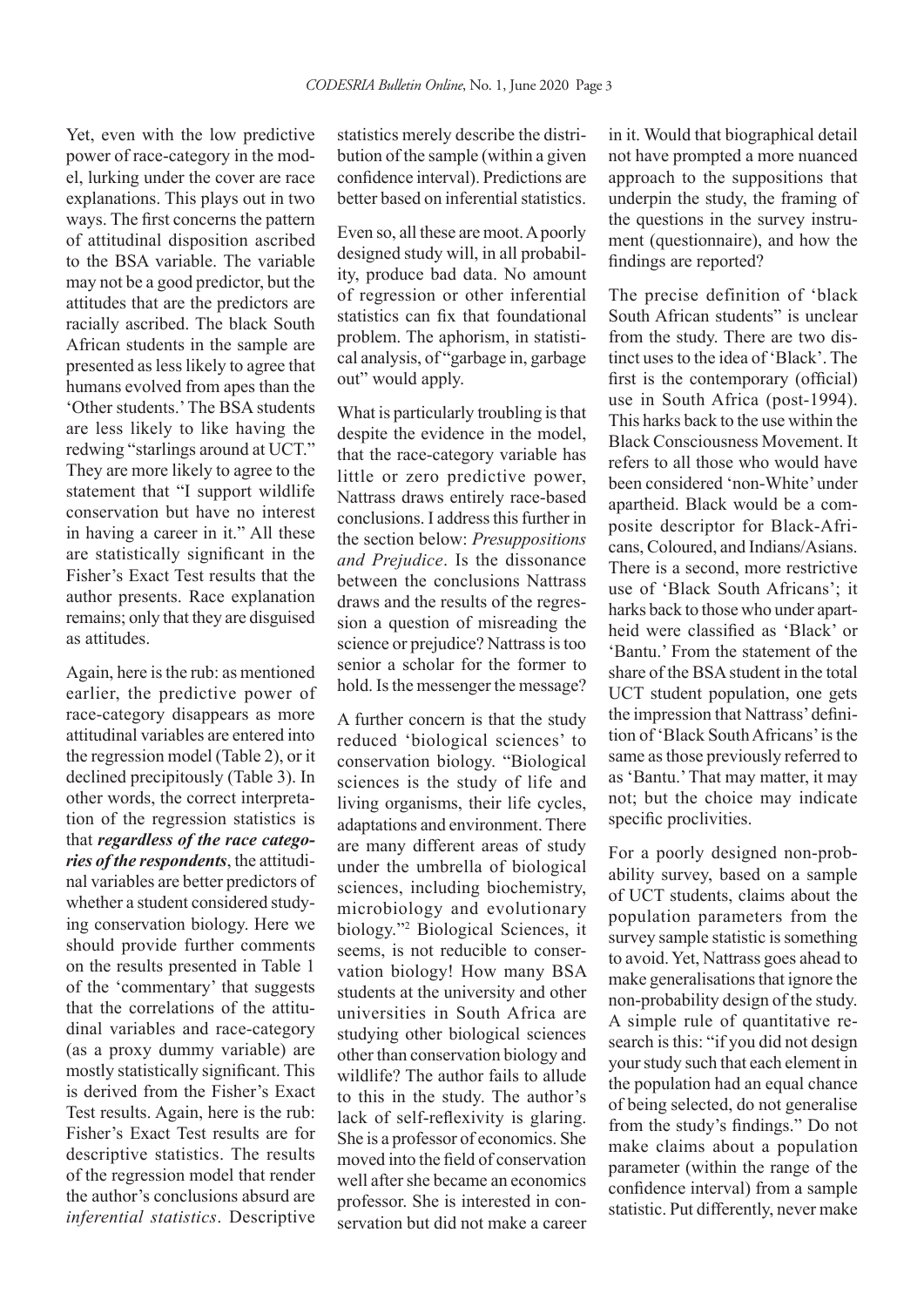Yet, even with the low predictive power of race-category in the model, lurking under the cover are race explanations. This plays out in two ways. The first concerns the pattern of attitudinal disposition ascribed to the BSA variable. The variable may not be a good predictor, but the attitudes that are the predictors are racially ascribed. The black South African students in the sample are presented as less likely to agree that humans evolved from apes than the 'Other students.' The BSA students are less likely to like having the redwing "starlings around at UCT." They are more likely to agree to the statement that "I support wildlife conservation but have no interest in having a career in it." All these are statistically significant in the Fisher's Exact Test results that the author presents. Race explanation remains; only that they are disguised as attitudes.

Again, here is the rub: as mentioned earlier, the predictive power of race-category disappears as more attitudinal variables are entered into the regression model (Table 2), or it declined precipitously (Table 3). In other words, the correct interpretation of the regression statistics is that ***regardless of the race categories of the respondents***, the attitudinal variables are better predictors of whether a student considered studying conservation biology. Here we should provide further comments on the results presented in Table 1 of the 'commentary' that suggests that the correlations of the attitudinal variables and race-category (as a proxy dummy variable) are mostly statistically significant. This is derived from the Fisher's Exact Test results. Again, here is the rub: Fisher's Exact Test results are for descriptive statistics. The results of the regression model that render the author's conclusions absurd are *inferential statistics*. Descriptive statistics merely describe the distribution of the sample (within a given confidence interval). Predictions are better based on inferential statistics.

Even so, all these are moot. A poorly designed study will, in all probability, produce bad data. No amount of regression or other inferential statistics can fix that foundational problem. The aphorism, in statistical analysis, of "garbage in, garbage out" would apply.

What is particularly troubling is that despite the evidence in the model, that the race-category variable has little or zero predictive power, Nattrass draws entirely race-based conclusions. I address this further in the section below: *Presuppositions and Prejudice*. Is the dissonance between the conclusions Nattrass draws and the results of the regression a question of misreading the science or prejudice? Nattrass is too senior a scholar for the former to hold. Is the messenger the message?

A further concern is that the study reduced 'biological sciences' to conservation biology. "Biological sciences is the study of life and living organisms, their life cycles, adaptations and environment. There are many different areas of study under the umbrella of biological sciences, including biochemistry, microbiology and evolutionary biology."[2] Biological Sciences, it seems, is not reducible to conservation biology! How many BSA students at the university and other universities in South Africa are studying other biological sciences other than conservation biology and wildlife? The author fails to allude to this in the study. The author's lack of self-reflexivity is glaring. She is a professor of economics. She moved into the field of conservation well after she became an economics professor. She is interested in conservation but did not make a career in it. Would that biographical detail not have prompted a more nuanced approach to the suppositions that underpin the study, the framing of the questions in the survey instrument (questionnaire), and how the findings are reported?

The precise definition of 'black South African students" is unclear from the study. There are two distinct uses to the idea of 'Black'. The first is the contemporary (official) use in South Africa (post-1994). This harks back to the use within the Black Consciousness Movement. It refers to all those who would have been considered 'non-White' under apartheid. Black would be a composite descriptor for Black-Africans, Coloured, and Indians/Asians. There is a second, more restrictive use of 'Black South Africans'; it harks back to those who under apartheid were classified as 'Black' or 'Bantu.' From the statement of the share of the BSA student in the total UCT student population, one gets the impression that Nattrass' definition of 'Black South Africans' is the same as those previously referred to as 'Bantu.' That may matter, it may not; but the choice may indicate specific proclivities.

For a poorly designed non-probability survey, based on a sample of UCT students, claims about the population parameters from the survey sample statistic is something to avoid. Yet, Nattrass goes ahead to make generalisations that ignore the non-probability design of the study. A simple rule of quantitative research is this: "if you did not design your study such that each element in the population had an equal chance of being selected, do not generalise from the study's findings." Do not make claims about a population parameter (within the range of the confidence interval) from a sample statistic. Put differently, never make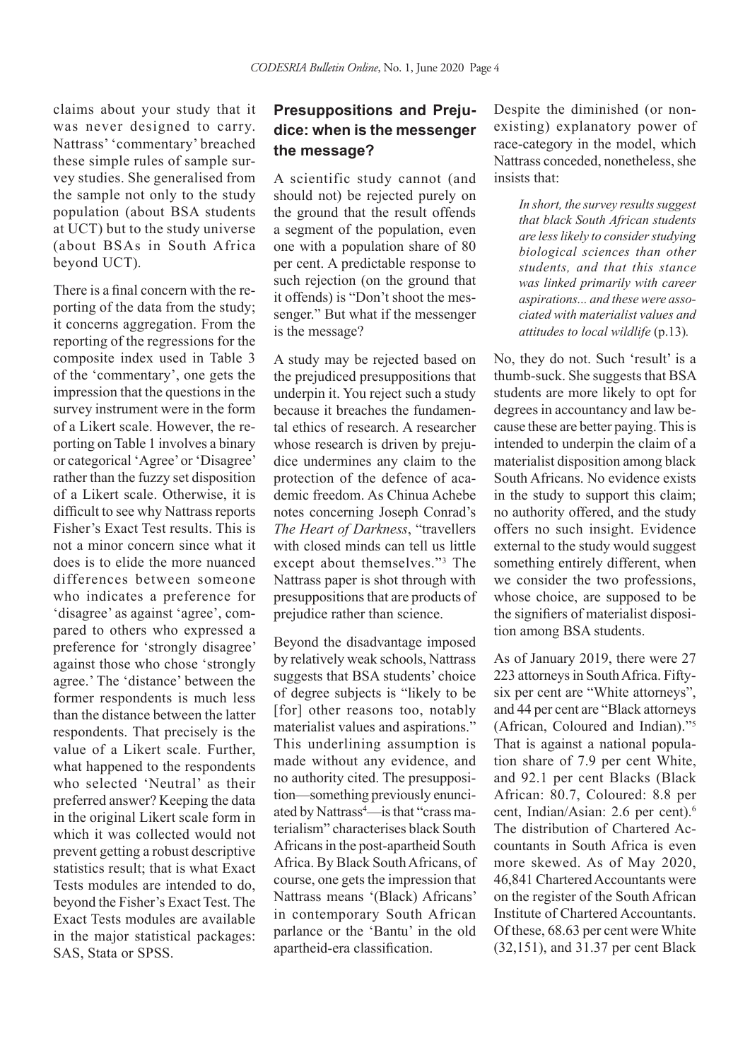claims about your study that it was never designed to carry. Nattrass' 'commentary' breached these simple rules of sample survey studies. She generalised from the sample not only to the study population (about BSA students at UCT) but to the study universe (about BSAs in South Africa beyond UCT).

There is a final concern with the reporting of the data from the study; it concerns aggregation. From the reporting of the regressions for the composite index used in Table 3 of the 'commentary', one gets the impression that the questions in the survey instrument were in the form of a Likert scale. However, the reporting on Table 1 involves a binary or categorical 'Agree' or 'Disagree' rather than the fuzzy set disposition of a Likert scale. Otherwise, it is difficult to see why Nattrass reports Fisher's Exact Test results. This is not a minor concern since what it does is to elide the more nuanced differences between someone who indicates a preference for 'disagree' as against 'agree', compared to others who expressed a preference for 'strongly disagree' against those who chose 'strongly agree.' The 'distance' between the former respondents is much less than the distance between the latter respondents. That precisely is the value of a Likert scale. Further, what happened to the respondents who selected 'Neutral' as their preferred answer? Keeping the data in the original Likert scale form in which it was collected would not prevent getting a robust descriptive statistics result; that is what Exact Tests modules are intended to do, beyond the Fisher's Exact Test. The Exact Tests modules are available in the major statistical packages: SAS, Stata or SPSS.

## Presuppositions and Prejudice: when is the messenger the message?

A scientific study cannot (and should not) be rejected purely on the ground that the result offends a segment of the population, even one with a population share of 80 per cent. A predictable response to such rejection (on the ground that it offends) is "Don't shoot the messenger." But what if the messenger is the message?

A study may be rejected based on the prejudiced presuppositions that underpin it. You reject such a study because it breaches the fundamental ethics of research. A researcher whose research is driven by prejudice undermines any claim to the protection of the defence of academic freedom. As Chinua Achebe notes concerning Joseph Conrad's *The Heart of Darkness*, "travellers with closed minds can tell us little except about themselves."[3] The Nattrass paper is shot through with presuppositions that are products of prejudice rather than science.

Beyond the disadvantage imposed by relatively weak schools, Nattrass suggests that BSA students' choice of degree subjects is "likely to be [for] other reasons too, notably materialist values and aspirations." This underlining assumption is made without any evidence, and no authority cited. The presupposition—something previously enunciated by Nattrass[4]—is that "crass materialism" characterises black South Africans in the post-apartheid South Africa. By Black South Africans, of course, one gets the impression that Nattrass means '(Black) Africans' in contemporary South African parlance or the 'Bantu' in the old apartheid-era classification.

Despite the diminished (or non-existing) explanatory power of race-category in the model, which Nattrass conceded, nonetheless, she insists that:

> *In short, the survey results suggest that black South African students are less likely to consider studying biological sciences than other students, and that this stance was linked primarily with career aspirations... and these were associated with materialist values and attitudes to local wildlife* (p.13).

No, they do not. Such 'result' is a thumb-suck. She suggests that BSA students are more likely to opt for degrees in accountancy and law because these are better paying. This is intended to underpin the claim of a materialist disposition among black South Africans. No evidence exists in the study to support this claim; no authority offered, and the study offers no such insight. Evidence external to the study would suggest something entirely different, when we consider the two professions, whose choice, are supposed to be the signifiers of materialist disposition among BSA students.

As of January 2019, there were 27 223 attorneys in South Africa. Fifty-six per cent are "White attorneys", and 44 per cent are "Black attorneys (African, Coloured and Indian)."[5] That is against a national population share of 7.9 per cent White, and 92.1 per cent Blacks (Black African: 80.7, Coloured: 8.8 per cent, Indian/Asian: 2.6 per cent).[6] The distribution of Chartered Accountants in South Africa is even more skewed. As of May 2020, 46,841 Chartered Accountants were on the register of the South African Institute of Chartered Accountants. Of these, 68.63 per cent were White (32,151), and 31.37 per cent Black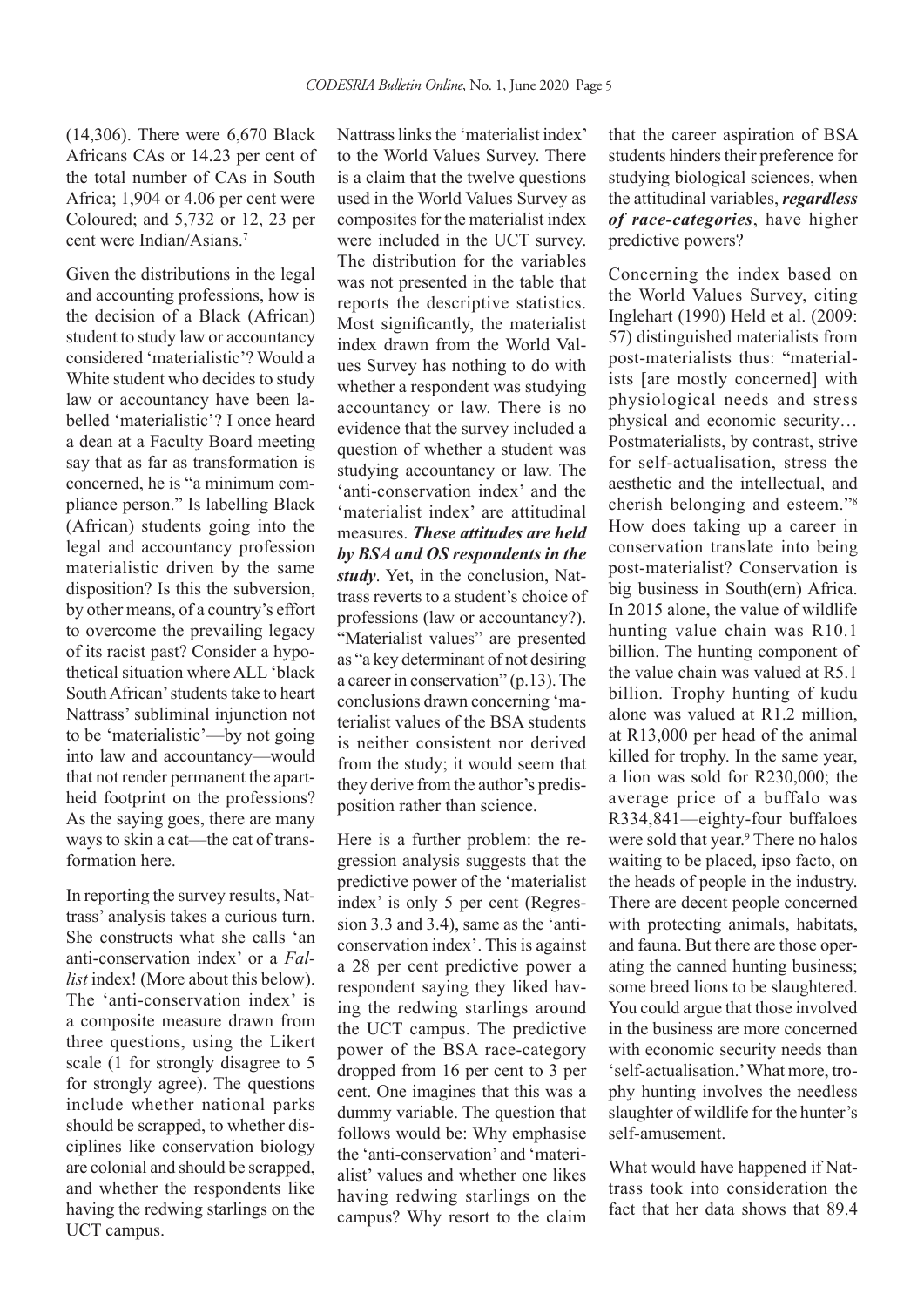(14,306). There were 6,670 Black Africans CAs or 14.23 per cent of the total number of CAs in South Africa; 1,904 or 4.06 per cent were Coloured; and 5,732 or 12, 23 per cent were Indian/Asians.[7]

Given the distributions in the legal and accounting professions, how is the decision of a Black (African) student to study law or accountancy considered 'materialistic'? Would a White student who decides to study law or accountancy have been labelled 'materialistic'? I once heard a dean at a Faculty Board meeting say that as far as transformation is concerned, he is "a minimum compliance person." Is labelling Black (African) students going into the legal and accountancy profession materialistic driven by the same disposition? Is this the subversion, by other means, of a country's effort to overcome the prevailing legacy of its racist past? Consider a hypothetical situation where ALL 'black South African' students take to heart Nattrass' subliminal injunction not to be 'materialistic'—by not going into law and accountancy—would that not render permanent the apartheid footprint on the professions? As the saying goes, there are many ways to skin a cat—the cat of transformation here.

In reporting the survey results, Nattrass' analysis takes a curious turn. She constructs what she calls 'an anti-conservation index' or a *Fallist* index! (More about this below). The 'anti-conservation index' is a composite measure drawn from three questions, using the Likert scale (1 for strongly disagree to 5 for strongly agree). The questions include whether national parks should be scrapped, to whether disciplines like conservation biology are colonial and should be scrapped, and whether the respondents like having the redwing starlings on the UCT campus.

Nattrass links the 'materialist index' to the World Values Survey. There is a claim that the twelve questions used in the World Values Survey as composites for the materialist index were included in the UCT survey. The distribution for the variables was not presented in the table that reports the descriptive statistics. Most significantly, the materialist index drawn from the World Values Survey has nothing to do with whether a respondent was studying accountancy or law. There is no evidence that the survey included a question of whether a student was studying accountancy or law. The 'anti-conservation index' and the 'materialist index' are attitudinal measures. ***These attitudes are held by BSA and OS respondents in the study***. Yet, in the conclusion, Nattrass reverts to a student's choice of professions (law or accountancy?). "Materialist values" are presented as "a key determinant of not desiring a career in conservation" (p.13). The conclusions drawn concerning 'materialist values of the BSA students is neither consistent nor derived from the study; it would seem that they derive from the author's predisposition rather than science.

Here is a further problem: the regression analysis suggests that the predictive power of the 'materialist index' is only 5 per cent (Regression 3.3 and 3.4), same as the 'anti-conservation index'. This is against a 28 per cent predictive power a respondent saying they liked having the redwing starlings around the UCT campus. The predictive power of the BSA race-category dropped from 16 per cent to 3 per cent. One imagines that this was a dummy variable. The question that follows would be: Why emphasise the 'anti-conservation' and 'materialist' values and whether one likes having redwing starlings on the campus? Why resort to the claim that the career aspiration of BSA students hinders their preference for studying biological sciences, when the attitudinal variables, ***regardless of race-categories***, have higher predictive powers?

Concerning the index based on the World Values Survey, citing Inglehart (1990) Held et al. (2009: 57) distinguished materialists from post-materialists thus: "materialists [are mostly concerned] with physiological needs and stress physical and economic security… Postmaterialists, by contrast, strive for self-actualisation, stress the aesthetic and the intellectual, and cherish belonging and esteem."[8] How does taking up a career in conservation translate into being post-materialist? Conservation is big business in South(ern) Africa. In 2015 alone, the value of wildlife hunting value chain was R10.1 billion. The hunting component of the value chain was valued at R5.1 billion. Trophy hunting of kudu alone was valued at R1.2 million, at R13,000 per head of the animal killed for trophy. In the same year, a lion was sold for R230,000; the average price of a buffalo was R334,841—eighty-four buffaloes were sold that year.[9] There no halos waiting to be placed, ipso facto, on the heads of people in the industry. There are decent people concerned with protecting animals, habitats, and fauna. But there are those operating the canned hunting business; some breed lions to be slaughtered. You could argue that those involved in the business are more concerned with economic security needs than 'self-actualisation.' What more, trophy hunting involves the needless slaughter of wildlife for the hunter's self-amusement.

What would have happened if Nattrass took into consideration the fact that her data shows that 89.4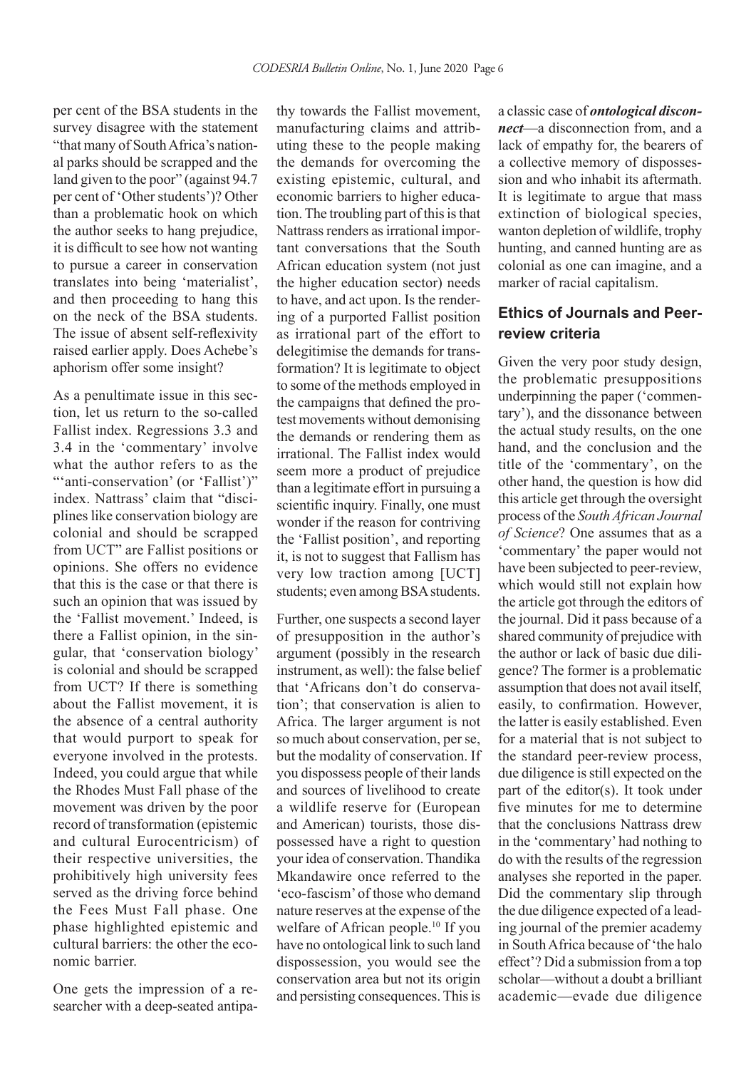per cent of the BSA students in the survey disagree with the statement "that many of South Africa's national parks should be scrapped and the land given to the poor" (against 94.7 per cent of 'Other students')? Other than a problematic hook on which the author seeks to hang prejudice, it is difficult to see how not wanting to pursue a career in conservation translates into being 'materialist', and then proceeding to hang this on the neck of the BSA students. The issue of absent self-reflexivity raised earlier apply. Does Achebe's aphorism offer some insight?

As a penultimate issue in this section, let us return to the so-called Fallist index. Regressions 3.3 and 3.4 in the 'commentary' involve what the author refers to as the "'anti-conservation' (or 'Fallist')" index. Nattrass' claim that "disciplines like conservation biology are colonial and should be scrapped from UCT" are Fallist positions or opinions. She offers no evidence that this is the case or that there is such an opinion that was issued by the 'Fallist movement.' Indeed, is there a Fallist opinion, in the singular, that 'conservation biology' is colonial and should be scrapped from UCT? If there is something about the Fallist movement, it is the absence of a central authority that would purport to speak for everyone involved in the protests. Indeed, you could argue that while the Rhodes Must Fall phase of the movement was driven by the poor record of transformation (epistemic and cultural Eurocentricism) of their respective universities, the prohibitively high university fees served as the driving force behind the Fees Must Fall phase. One phase highlighted epistemic and cultural barriers: the other the economic barrier.

One gets the impression of a researcher with a deep-seated antipathy towards the Fallist movement, manufacturing claims and attributing these to the people making the demands for overcoming the existing epistemic, cultural, and economic barriers to higher education. The troubling part of this is that Nattrass renders as irrational important conversations that the South African education system (not just the higher education sector) needs to have, and act upon. Is the rendering of a purported Fallist position as irrational part of the effort to delegitimise the demands for transformation? It is legitimate to object to some of the methods employed in the campaigns that defined the protest movements without demonising the demands or rendering them as irrational. The Fallist index would seem more a product of prejudice than a legitimate effort in pursuing a scientific inquiry. Finally, one must wonder if the reason for contriving the 'Fallist position', and reporting it, is not to suggest that Fallism has very low traction among [UCT] students; even among BSA students.

Further, one suspects a second layer of presupposition in the author's argument (possibly in the research instrument, as well): the false belief that 'Africans don't do conservation'; that conservation is alien to Africa. The larger argument is not so much about conservation, per se, but the modality of conservation. If you dispossess people of their lands and sources of livelihood to create a wildlife reserve for (European and American) tourists, those dispossessed have a right to question your idea of conservation. Thandika Mkandawire once referred to the 'eco-fascism' of those who demand nature reserves at the expense of the welfare of African people.[10] If you have no ontological link to such land dispossession, you would see the conservation area but not its origin and persisting consequences. This is a classic case of ***ontological disconnect***—a disconnection from, and a lack of empathy for, the bearers of a collective memory of dispossession and who inhabit its aftermath. It is legitimate to argue that mass extinction of biological species, wanton depletion of wildlife, trophy hunting, and canned hunting are as colonial as one can imagine, and a marker of racial capitalism.

## Ethics of Journals and Peer-review criteria

Given the very poor study design, the problematic presuppositions underpinning the paper ('commentary'), and the dissonance between the actual study results, on the one hand, and the conclusion and the title of the 'commentary', on the other hand, the question is how did this article get through the oversight process of the *South African Journal of Science*? One assumes that as a 'commentary' the paper would not have been subjected to peer-review, which would still not explain how the article got through the editors of the journal. Did it pass because of a shared community of prejudice with the author or lack of basic due diligence? The former is a problematic assumption that does not avail itself, easily, to confirmation. However, the latter is easily established. Even for a material that is not subject to the standard peer-review process, due diligence is still expected on the part of the editor(s). It took under five minutes for me to determine that the conclusions Nattrass drew in the 'commentary' had nothing to do with the results of the regression analyses she reported in the paper. Did the commentary slip through the due diligence expected of a leading journal of the premier academy in South Africa because of 'the halo effect'? Did a submission from a top scholar—without a doubt a brilliant academic—evade due diligence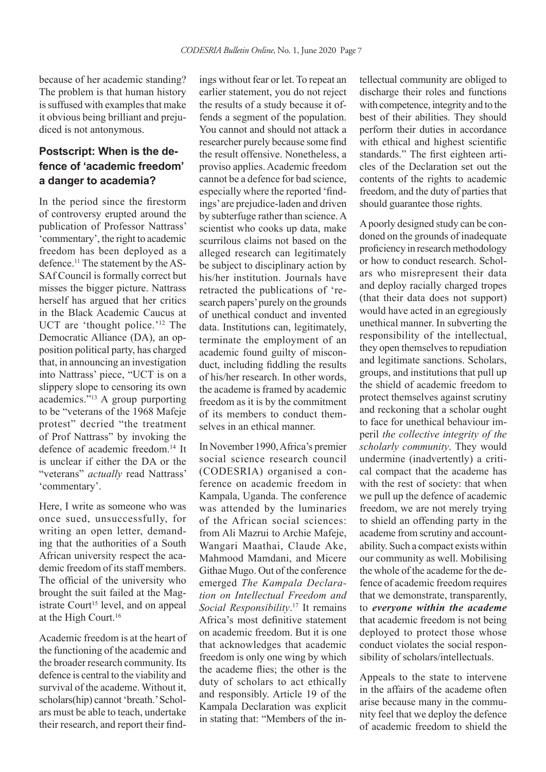because of her academic standing? The problem is that human history is suffused with examples that make it obvious being brilliant and prejudiced is not antonymous.

## Postscript: When is the defence of 'academic freedom' a danger to academia?

In the period since the firestorm of controversy erupted around the publication of Professor Nattrass' 'commentary', the right to academic freedom has been deployed as a defence.[11] The statement by the ASSAf Council is formally correct but misses the bigger picture. Nattrass herself has argued that her critics in the Black Academic Caucus at UCT are 'thought police.'[12] The Democratic Alliance (DA), an opposition political party, has charged that, in announcing an investigation into Nattrass' piece, "UCT is on a slippery slope to censoring its own academics."[13] A group purporting to be "veterans of the 1968 Mafeje protest" decried "the treatment of Prof Nattrass" by invoking the defence of academic freedom.[14] It is unclear if either the DA or the "veterans" *actually* read Nattrass' 'commentary'.

Here, I write as someone who was once sued, unsuccessfully, for writing an open letter, demanding that the authorities of a South African university respect the academic freedom of its staff members. The official of the university who brought the suit failed at the Magistrate Court[15] level, and on appeal at the High Court.[16]

Academic freedom is at the heart of the functioning of the academic and the broader research community. Its defence is central to the viability and survival of the academe. Without it, scholars(hip) cannot 'breath.' Scholars must be able to teach, undertake their research, and report their findings without fear or let. To repeat an earlier statement, you do not reject the results of a study because it offends a segment of the population. You cannot and should not attack a researcher purely because some find the result offensive. Nonetheless, a proviso applies. Academic freedom cannot be a defence for bad science, especially where the reported 'findings' are prejudice-laden and driven by subterfuge rather than science. A scientist who cooks up data, make scurrilous claims not based on the alleged research can legitimately be subject to disciplinary action by his/her institution. Journals have retracted the publications of 'research papers' purely on the grounds of unethical conduct and invented data. Institutions can, legitimately, terminate the employment of an academic found guilty of misconduct, including fiddling the results of his/her research. In other words, the academe is framed by academic freedom as it is by the commitment of its members to conduct themselves in an ethical manner.

In November 1990, Africa's premier social science research council (CODESRIA) organised a conference on academic freedom in Kampala, Uganda. The conference was attended by the luminaries of the African social sciences: from Ali Mazrui to Archie Mafeje, Wangari Maathai, Claude Ake, Mahmood Mamdani, and Micere Githae Mugo. Out of the conference emerged *The Kampala Declaration on Intellectual Freedom and Social Responsibility*.[17] It remains Africa's most definitive statement on academic freedom. But it is one that acknowledges that academic freedom is only one wing by which the academe flies; the other is the duty of scholars to act ethically and responsibly. Article 19 of the Kampala Declaration was explicit in stating that: "Members of the intellectual community are obliged to discharge their roles and functions with competence, integrity and to the best of their abilities. They should perform their duties in accordance with ethical and highest scientific standards." The first eighteen articles of the Declaration set out the contents of the rights to academic freedom, and the duty of parties that should guarantee those rights.

A poorly designed study can be condoned on the grounds of inadequate proficiency in research methodology or how to conduct research. Scholars who misrepresent their data and deploy racially charged tropes (that their data does not support) would have acted in an egregiously unethical manner. In subverting the responsibility of the intellectual, they open themselves to repudiation and legitimate sanctions. Scholars, groups, and institutions that pull up the shield of academic freedom to protect themselves against scrutiny and reckoning that a scholar ought to face for unethical behaviour imperil *the collective integrity of the scholarly community*. They would undermine (inadvertently) a critical compact that the academe has with the rest of society: that when we pull up the defence of academic freedom, we are not merely trying to shield an offending party in the academe from scrutiny and accountability. Such a compact exists within our community as well. Mobilising the whole of the academe for the defence of academic freedom requires that we demonstrate, transparently, to ***everyone within the academe*** that academic freedom is not being deployed to protect those whose conduct violates the social responsibility of scholars/intellectuals.

Appeals to the state to intervene in the affairs of the academe often arise because many in the community feel that we deploy the defence of academic freedom to shield the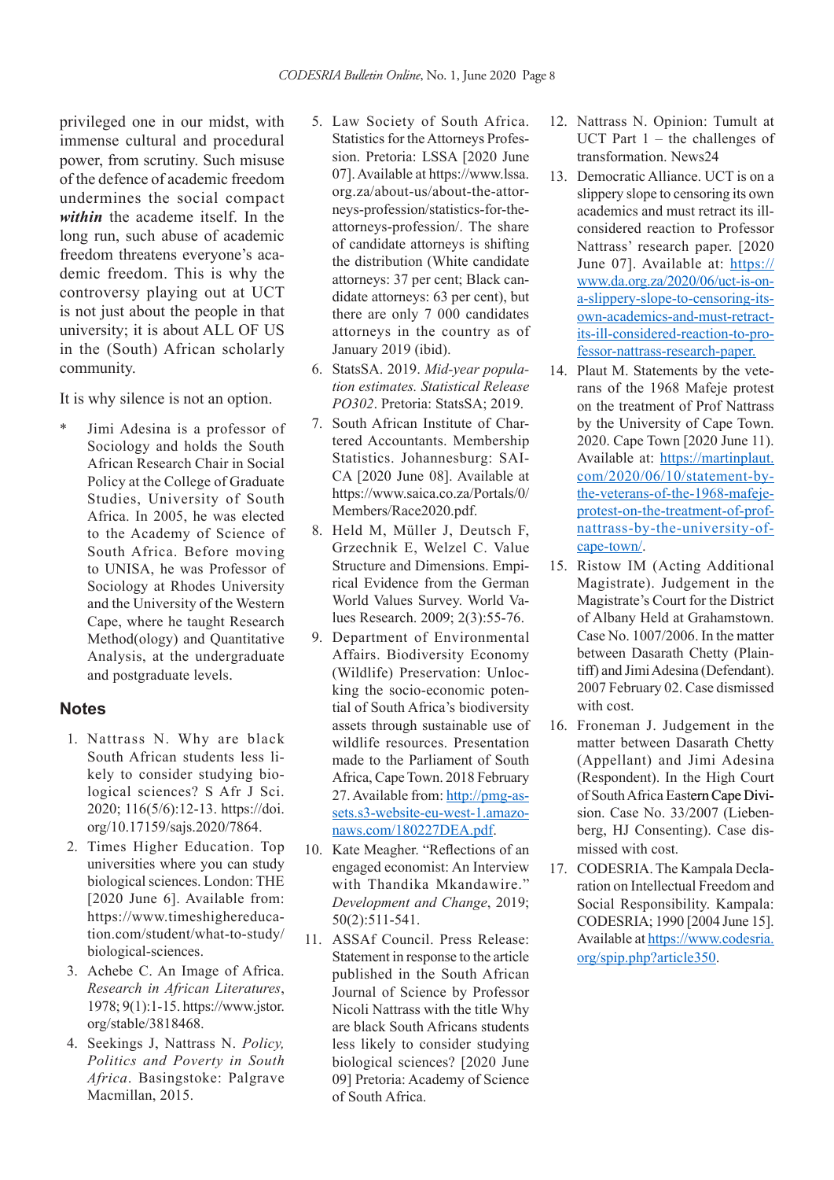privileged one in our midst, with immense cultural and procedural power, from scrutiny. Such misuse of the defence of academic freedom undermines the social compact ***within*** the academe itself. In the long run, such abuse of academic freedom threatens everyone's academic freedom. This is why the controversy playing out at UCT is not just about the people in that university; it is about ALL OF US in the (South) African scholarly community.

It is why silence is not an option.

\* Jimi Adesina is a professor of Sociology and holds the South African Research Chair in Social Policy at the College of Graduate Studies, University of South Africa. In 2005, he was elected to the Academy of Science of South Africa. Before moving to UNISA, he was Professor of Sociology at Rhodes University and the University of the Western Cape, where he taught Research Method(ology) and Quantitative Analysis, at the undergraduate and postgraduate levels.

## Notes

1. Nattrass N. Why are black South African students less likely to consider studying biological sciences? S Afr J Sci. 2020; 116(5/6):12-13. https://doi.org/10.17159/sajs.2020/7864.
2. Times Higher Education. Top universities where you can study biological sciences. London: THE [2020 June 6]. Available from: https://www.timeshighereducation.com/student/what-to-study/biological-sciences.
3. Achebe C. An Image of Africa. *Research in African Literatures*, 1978; 9(1):1-15. https://www.jstor.org/stable/3818468.
4. Seekings J, Nattrass N. *Policy, Politics and Poverty in South Africa*. Basingstoke: Palgrave Macmillan, 2015.
5. Law Society of South Africa. Statistics for the Attorneys Profession. Pretoria: LSSA [2020 June 07]. Available at https://www.lssa.org.za/about-us/about-the-attorneys-profession/statistics-for-the-attorneys-profession/. The share of candidate attorneys is shifting the distribution (White candidate attorneys: 37 per cent; Black candidate attorneys: 63 per cent), but there are only 7 000 candidates attorneys in the country as of January 2019 (ibid).
6. StatsSA. 2019. *Mid-year population estimates. Statistical Release PO302*. Pretoria: StatsSA; 2019.
7. South African Institute of Chartered Accountants. Membership Statistics. Johannesburg: SAICA [2020 June 08]. Available at https://www.saica.co.za/Portals/0/Members/Race2020.pdf.
8. Held M, Müller J, Deutsch F, Grzechnik E, Welzel C. Value Structure and Dimensions. Empirical Evidence from the German World Values Survey. World Values Research. 2009; 2(3):55-76.
9. Department of Environmental Affairs. Biodiversity Economy (Wildlife) Preservation: Unlocking the socio-economic potential of South Africa's biodiversity assets through sustainable use of wildlife resources. Presentation made to the Parliament of South Africa, Cape Town. 2018 February 27. Available from: http://pmg-assets.s3-website-eu-west-1.amazonaws.com/180227DEA.pdf.
10. Kate Meagher. "Reflections of an engaged economist: An Interview with Thandika Mkandawire." *Development and Change*, 2019; 50(2):511-541.
11. ASSAf Council. Press Release: Statement in response to the article published in the South African Journal of Science by Professor Nicoli Nattrass with the title Why are black South Africans students less likely to consider studying biological sciences? [2020 June 09] Pretoria: Academy of Science of South Africa.
12. Nattrass N. Opinion: Tumult at UCT Part 1 – the challenges of transformation. News24
13. Democratic Alliance. UCT is on a slippery slope to censoring its own academics and must retract its ill-considered reaction to Professor Nattrass' research paper. [2020 June 07]. Available at: https://www.da.org.za/2020/06/uct-is-on-a-slippery-slope-to-censoring-its-own-academics-and-must-retract-its-ill-considered-reaction-to-professor-nattrass-research-paper.
14. Plaut M. Statements by the veterans of the 1968 Mafeje protest on the treatment of Prof Nattrass by the University of Cape Town. 2020. Cape Town [2020 June 11). Available at: https://martinplaut.com/2020/06/10/statement-by-the-veterans-of-the-1968-mafeje-protest-on-the-treatment-of-prof-nattrass-by-the-university-of-cape-town/.
15. Ristow IM (Acting Additional Magistrate). Judgement in the Magistrate's Court for the District of Albany Held at Grahamstown. Case No. 1007/2006. In the matter between Dasarath Chetty (Plaintiff) and Jimi Adesina (Defendant). 2007 February 02. Case dismissed with cost.
16. Froneman J. Judgement in the matter between Dasarath Chetty (Appellant) and Jimi Adesina (Respondent). In the High Court of South Africa Eastern Cape Division. Case No. 33/2007 (Liebenberg, HJ Consenting). Case dismissed with cost.
17. CODESRIA. The Kampala Declaration on Intellectual Freedom and Social Responsibility. Kampala: CODESRIA; 1990 [2004 June 15]. Available at https://www.codesria.org/spip.php?article350.